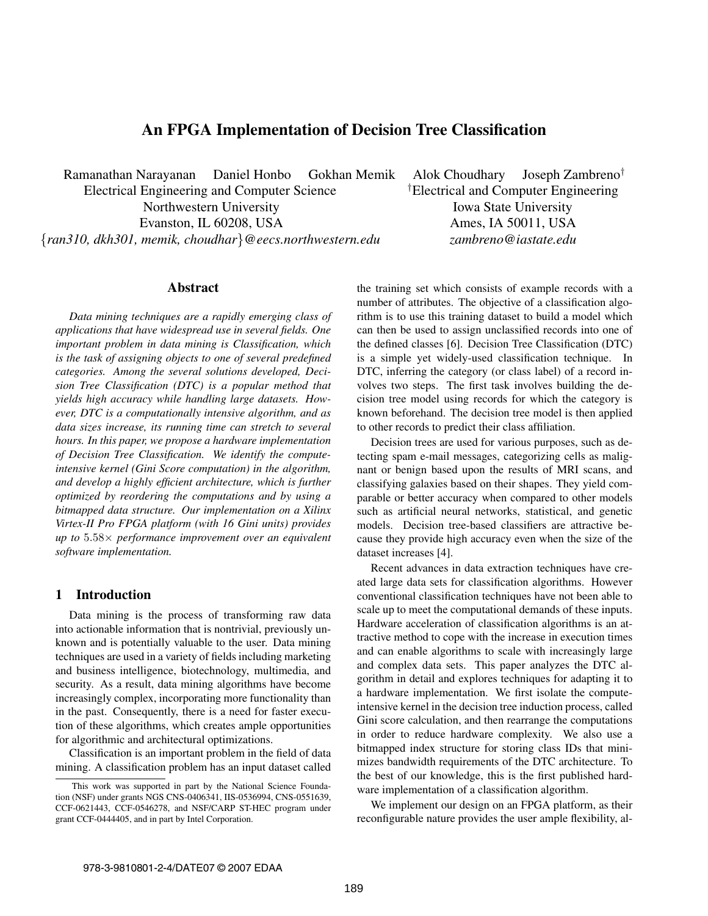# An FPGA Implementation of Decision Tree Classification

Ramanathan Narayanan Daniel Honbo Gokhan Memik Alok Choudhary Joseph Zambreno[†]

Electrical Engineering and Computer Science
Northwestern University
Evanston, IL 60208, USA
{ran310, dkh301, memik, choudhar}@eecs.northwestern.edu

[†]Electrical and Computer Engineering
Iowa State University
Ames, IA 50011, USA
zambreno@iastate.edu

## Abstract

*Data mining techniques are a rapidly emerging class of applications that have widespread use in several fields. One important problem in data mining is Classification, which is the task of assigning objects to one of several predefined categories. Among the several solutions developed, Decision Tree Classification (DTC) is a popular method that yields high accuracy while handling large datasets. However, DTC is a computationally intensive algorithm, and as data sizes increase, its running time can stretch to several hours. In this paper, we propose a hardware implementation of Decision Tree Classification. We identify the compute-intensive kernel (Gini Score computation) in the algorithm, and develop a highly efficient architecture, which is further optimized by reordering the computations and by using a bitmapped data structure. Our implementation on a Xilinx Virtex-II Pro FPGA platform (with 16 Gini units) provides up to $5.58\times$ performance improvement over an equivalent software implementation.*

## 1 Introduction

Data mining is the process of transforming raw data into actionable information that is nontrivial, previously unknown and is potentially valuable to the user. Data mining techniques are used in a variety of fields including marketing and business intelligence, biotechnology, multimedia, and security. As a result, data mining algorithms have become increasingly complex, incorporating more functionality than in the past. Consequently, there is a need for faster execution of these algorithms, which creates ample opportunities for algorithmic and architectural optimizations.

Classification is an important problem in the field of data mining. A classification problem has an input dataset called the training set which consists of example records with a number of attributes. The objective of a classification algorithm is to use this training dataset to build a model which can then be used to assign unclassified records into one of the defined classes [6]. Decision Tree Classification (DTC) is a simple yet widely-used classification technique. In DTC, inferring the category (or class label) of a record involves two steps. The first task involves building the decision tree model using records for which the category is known beforehand. The decision tree model is then applied to other records to predict their class affiliation.

Decision trees are used for various purposes, such as detecting spam e-mail messages, categorizing cells as malignant or benign based upon the results of MRI scans, and classifying galaxies based on their shapes. They yield comparable or better accuracy when compared to other models such as artificial neural networks, statistical, and genetic models. Decision tree-based classifiers are attractive because they provide high accuracy even when the size of the dataset increases [4].

Recent advances in data extraction techniques have created large data sets for classification algorithms. However conventional classification techniques have not been able to scale up to meet the computational demands of these inputs. Hardware acceleration of classification algorithms is an attractive method to cope with the increase in execution times and can enable algorithms to scale with increasingly large and complex data sets. This paper analyzes the DTC algorithm in detail and explores techniques for adapting it to a hardware implementation. We first isolate the compute-intensive kernel in the decision tree induction process, called Gini score calculation, and then rearrange the computations in order to reduce hardware complexity. We also use a bitmapped index structure for storing class IDs that minimizes bandwidth requirements of the DTC architecture. To the best of our knowledge, this is the first published hardware implementation of a classification algorithm.

We implement our design on an FPGA platform, as their reconfigurable nature provides the user ample flexibility, al-

This work was supported in part by the National Science Foundation (NSF) under grants NGS CNS-0406341, IIS-0536994, CNS-0551639, CCF-0621443, CCF-0546278, and NSF/CARP ST-HEC program under grant CCF-0444405, and in part by Intel Corporation.

978-3-9810801-2-4/DATE07 © 2007 EDAA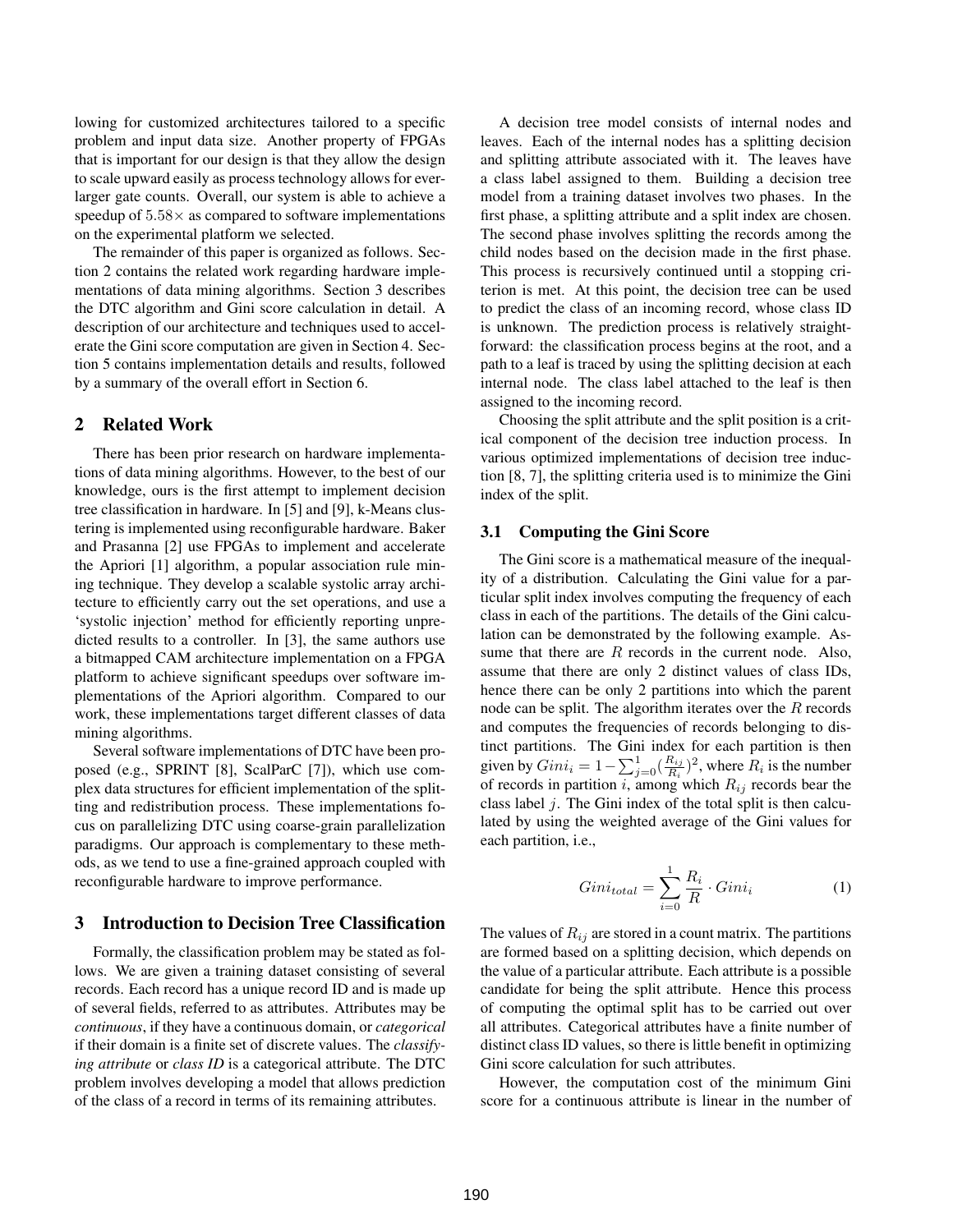lowing for customized architectures tailored to a specific problem and input data size. Another property of FPGAs that is important for our design is that they allow the design to scale upward easily as process technology allows for ever-larger gate counts. Overall, our system is able to achieve a speedup of $5.58\times$ as compared to software implementations on the experimental platform we selected.

The remainder of this paper is organized as follows. Section 2 contains the related work regarding hardware implementations of data mining algorithms. Section 3 describes the DTC algorithm and Gini score calculation in detail. A description of our architecture and techniques used to accelerate the Gini score computation are given in Section 4. Section 5 contains implementation details and results, followed by a summary of the overall effort in Section 6.

## 2 Related Work

There has been prior research on hardware implementations of data mining algorithms. However, to the best of our knowledge, ours is the first attempt to implement decision tree classification in hardware. In [5] and [9], k-Means clustering is implemented using reconfigurable hardware. Baker and Prasanna [2] use FPGAs to implement and accelerate the Apriori [1] algorithm, a popular association rule mining technique. They develop a scalable systolic array architecture to efficiently carry out the set operations, and use a 'systolic injection' method for efficiently reporting unpredicted results to a controller. In [3], the same authors use a bitmapped CAM architecture implementation on a FPGA platform to achieve significant speedups over software implementations of the Apriori algorithm. Compared to our work, these implementations target different classes of data mining algorithms.

Several software implementations of DTC have been proposed (e.g., SPRINT [8], ScalParC [7]), which use complex data structures for efficient implementation of the splitting and redistribution process. These implementations focus on parallelizing DTC using coarse-grain parallelization paradigms. Our approach is complementary to these methods, as we tend to use a fine-grained approach coupled with reconfigurable hardware to improve performance.

## 3 Introduction to Decision Tree Classification

Formally, the classification problem may be stated as follows. We are given a training dataset consisting of several records. Each record has a unique record ID and is made up of several fields, referred to as attributes. Attributes may be *continuous*, if they have a continuous domain, or *categorical* if their domain is a finite set of discrete values. The *classifying attribute* or *class ID* is a categorical attribute. The DTC problem involves developing a model that allows prediction of the class of a record in terms of its remaining attributes.

A decision tree model consists of internal nodes and leaves. Each of the internal nodes has a splitting decision and splitting attribute associated with it. The leaves have a class label assigned to them. Building a decision tree model from a training dataset involves two phases. In the first phase, a splitting attribute and a split index are chosen. The second phase involves splitting the records among the child nodes based on the decision made in the first phase. This process is recursively continued until a stopping criterion is met. At this point, the decision tree can be used to predict the class of an incoming record, whose class ID is unknown. The prediction process is relatively straightforward: the classification process begins at the root, and a path to a leaf is traced by using the splitting decision at each internal node. The class label attached to the leaf is then assigned to the incoming record.

Choosing the split attribute and the split position is a critical component of the decision tree induction process. In various optimized implementations of decision tree induction [8, 7], the splitting criteria used is to minimize the Gini index of the split.

### 3.1 Computing the Gini Score

The Gini score is a mathematical measure of the inequality of a distribution. Calculating the Gini value for a particular split index involves computing the frequency of each class in each of the partitions. The details of the Gini calculation can be demonstrated by the following example. Assume that there are $R$ records in the current node. Also, assume that there are only 2 distinct values of class IDs, hence there can be only 2 partitions into which the parent node can be split. The algorithm iterates over the $R$ records and computes the frequencies of records belonging to distinct partitions. The Gini index for each partition is then given by $Gini_i = 1 - \sum_{j=0}^{1}(\frac{R_{ij}}{R_i})^2$, where $R_i$ is the number of records in partition $i$, among which $R_{ij}$ records bear the class label $j$. The Gini index of the total split is then calculated by using the weighted average of the Gini values for each partition, i.e.,

$$Gini_{total} = \sum_{i=0}^{1} \frac{R_i}{R} \cdot Gini_i \tag{1}$$

The values of $R_{ij}$ are stored in a count matrix. The partitions are formed based on a splitting decision, which depends on the value of a particular attribute. Each attribute is a possible candidate for being the split attribute. Hence this process of computing the optimal split has to be carried out over all attributes. Categorical attributes have a finite number of distinct class ID values, so there is little benefit in optimizing Gini score calculation for such attributes.

However, the computation cost of the minimum Gini score for a continuous attribute is linear in the number of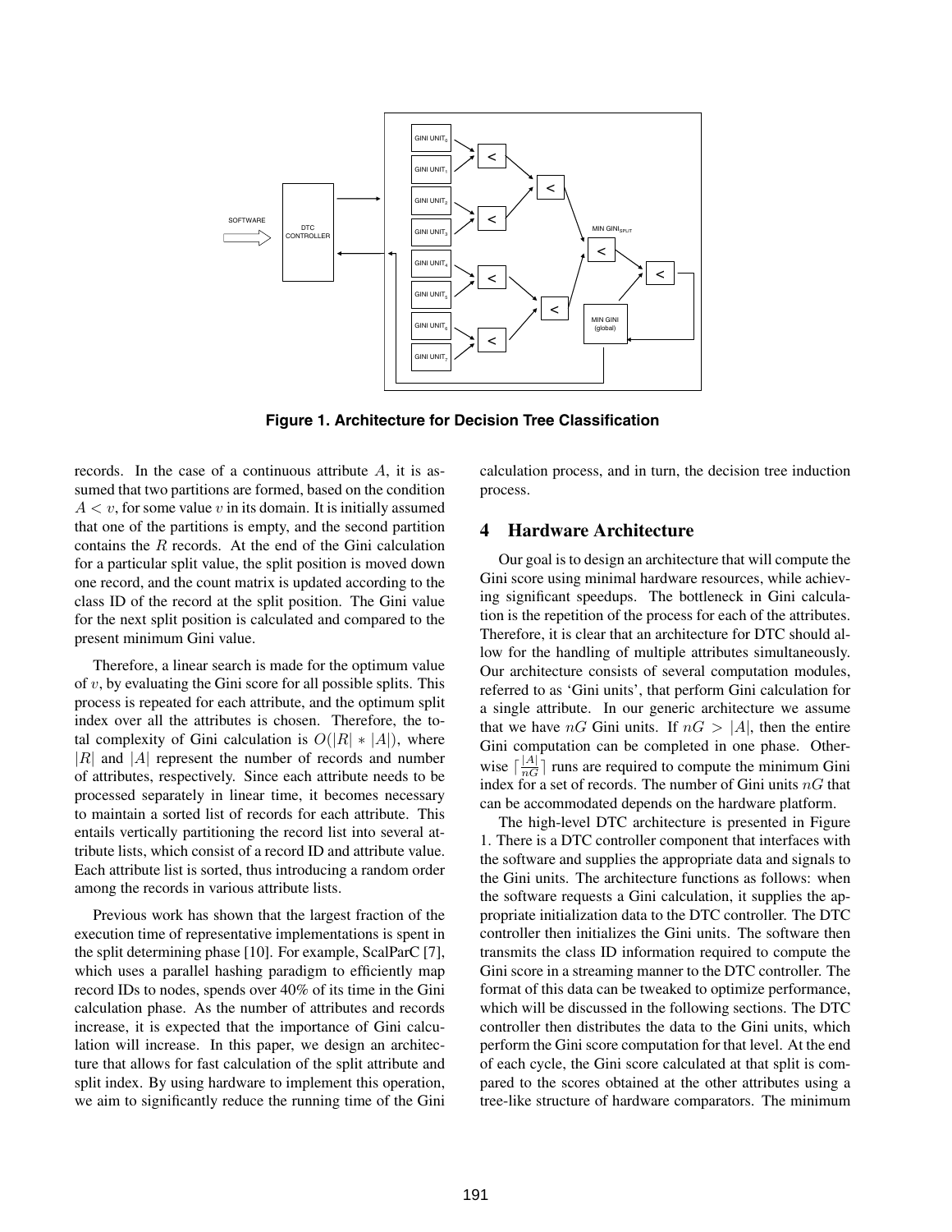Figure 1. Architecture for Decision Tree Classification

records. In the case of a continuous attribute $A$, it is assumed that two partitions are formed, based on the condition $A < v$, for some value $v$ in its domain. It is initially assumed that one of the partitions is empty, and the second partition contains the $R$ records. At the end of the Gini calculation for a particular split value, the split position is moved down one record, and the count matrix is updated according to the class ID of the record at the split position. The Gini value for the next split position is calculated and compared to the present minimum Gini value.

Therefore, a linear search is made for the optimum value of $v$, by evaluating the Gini score for all possible splits. This process is repeated for each attribute, and the optimum split index over all the attributes is chosen. Therefore, the total complexity of Gini calculation is $O(|R| * |A|)$, where $|R|$ and $|A|$ represent the number of records and number of attributes, respectively. Since each attribute needs to be processed separately in linear time, it becomes necessary to maintain a sorted list of records for each attribute. This entails vertically partitioning the record list into several attribute lists, which consist of a record ID and attribute value. Each attribute list is sorted, thus introducing a random order among the records in various attribute lists.

Previous work has shown that the largest fraction of the execution time of representative implementations is spent in the split determining phase [10]. For example, ScalParC [7], which uses a parallel hashing paradigm to efficiently map record IDs to nodes, spends over 40% of its time in the Gini calculation phase. As the number of attributes and records increase, it is expected that the importance of Gini calculation will increase. In this paper, we design an architecture that allows for fast calculation of the split attribute and split index. By using hardware to implement this operation, we aim to significantly reduce the running time of the Gini calculation process, and in turn, the decision tree induction process.

## 4 Hardware Architecture

Our goal is to design an architecture that will compute the Gini score using minimal hardware resources, while achieving significant speedups. The bottleneck in Gini calculation is the repetition of the process for each of the attributes. Therefore, it is clear that an architecture for DTC should allow for the handling of multiple attributes simultaneously. Our architecture consists of several computation modules, referred to as 'Gini units', that perform Gini calculation for a single attribute. In our generic architecture we assume that we have $nG$ Gini units. If $nG > |A|$, then the entire Gini computation can be completed in one phase. Otherwise $\lceil \frac{|A|}{nG} \rceil$ runs are required to compute the minimum Gini index for a set of records. The number of Gini units $nG$ that can be accommodated depends on the hardware platform.

The high-level DTC architecture is presented in Figure 1. There is a DTC controller component that interfaces with the software and supplies the appropriate data and signals to the Gini units. The architecture functions as follows: when the software requests a Gini calculation, it supplies the appropriate initialization data to the DTC controller. The DTC controller then initializes the Gini units. The software then transmits the class ID information required to compute the Gini score in a streaming manner to the DTC controller. The format of this data can be tweaked to optimize performance, which will be discussed in the following sections. The DTC controller then distributes the data to the Gini units, which perform the Gini score computation for that level. At the end of each cycle, the Gini score calculated at that split is compared to the scores obtained at the other attributes using a tree-like structure of hardware comparators. The minimum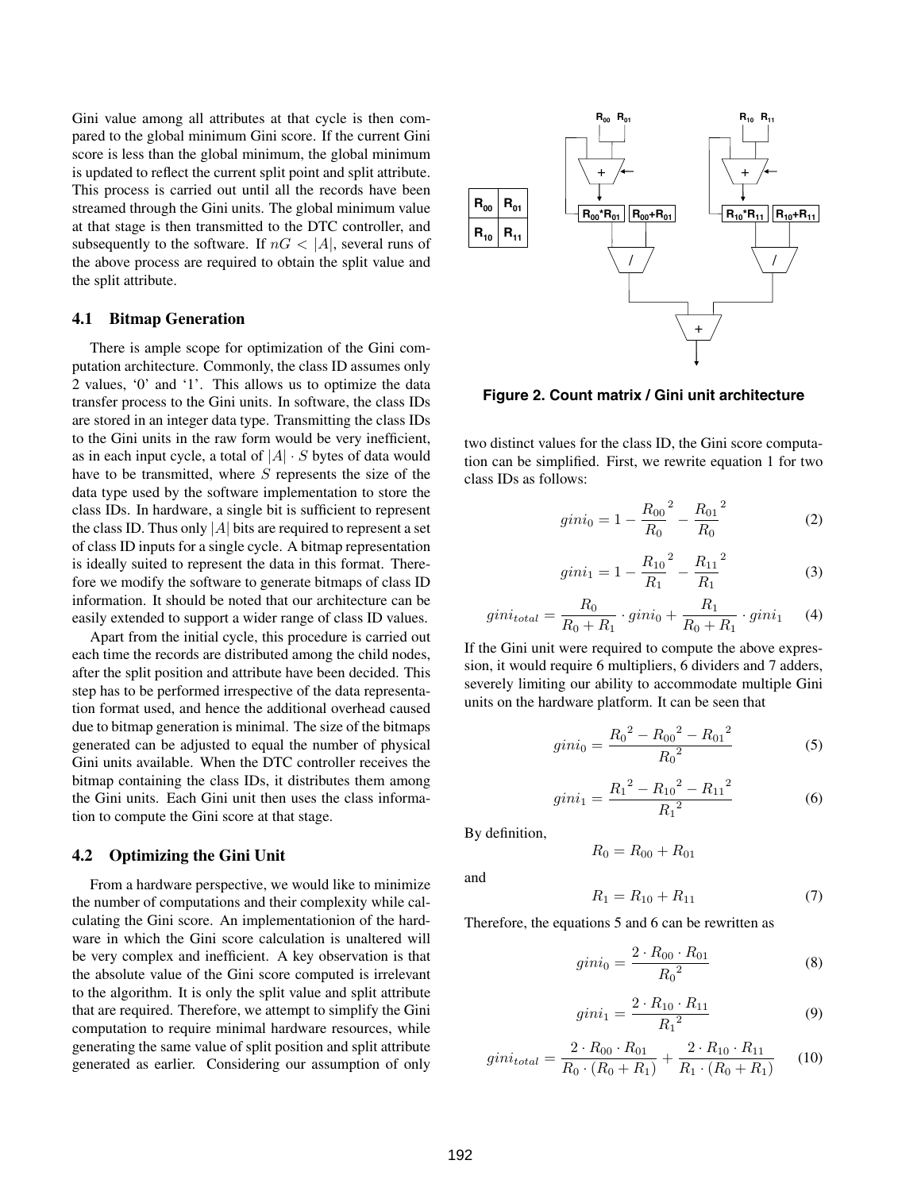Gini value among all attributes at that cycle is then compared to the global minimum Gini score. If the current Gini score is less than the global minimum, the global minimum is updated to reflect the current split point and split attribute. This process is carried out until all the records have been streamed through the Gini units. The global minimum value at that stage is then transmitted to the DTC controller, and subsequently to the software. If $nG < |A|$, several runs of the above process are required to obtain the split value and the split attribute.

### 4.1 Bitmap Generation

There is ample scope for optimization of the Gini computation architecture. Commonly, the class ID assumes only 2 values, '0' and '1'. This allows us to optimize the data transfer process to the Gini units. In software, the class IDs are stored in an integer data type. Transmitting the class IDs to the Gini units in the raw form would be very inefficient, as in each input cycle, a total of $|A| \cdot S$ bytes of data would have to be transmitted, where $S$ represents the size of the data type used by the software implementation to store the class IDs. In hardware, a single bit is sufficient to represent the class ID. Thus only $|A|$ bits are required to represent a set of class ID inputs for a single cycle. A bitmap representation is ideally suited to represent the data in this format. Therefore we modify the software to generate bitmaps of class ID information. It should be noted that our architecture can be easily extended to support a wider range of class ID values.

Apart from the initial cycle, this procedure is carried out each time the records are distributed among the child nodes, after the split position and attribute have been decided. This step has to be performed irrespective of the data representation format used, and hence the additional overhead caused due to bitmap generation is minimal. The size of the bitmaps generated can be adjusted to equal the number of physical Gini units available. When the DTC controller receives the bitmap containing the class IDs, it distributes them among the Gini units. Each Gini unit then uses the class information to compute the Gini score at that stage.

### 4.2 Optimizing the Gini Unit

From a hardware perspective, we would like to minimize the number of computations and their complexity while calculating the Gini score. An implementationion of the hardware in which the Gini score calculation is unaltered will be very complex and inefficient. A key observation is that the absolute value of the Gini score computed is irrelevant to the algorithm. It is only the split value and split attribute that are required. Therefore, we attempt to simplify the Gini computation to require minimal hardware resources, while generating the same value of split position and split attribute generated as earlier. Considering our assumption of only two distinct values for the class ID, the Gini score computation can be simplified. First, we rewrite equation 1 for two class IDs as follows:

**Figure 2. Count matrix / Gini unit architecture**

$$gini_0 = 1 - \frac{{R_{00}}^2}{R_0} - \frac{{R_{01}}^2}{R_0} \tag{2}$$

$$gini_1 = 1 - \frac{{R_{10}}^2}{R_1} - \frac{{R_{11}}^2}{R_1} \tag{3}$$

$$gini_{total} = \frac{R_0}{R_0 + R_1} \cdot gini_0 + \frac{R_1}{R_0 + R_1} \cdot gini_1 \tag{4}$$

If the Gini unit were required to compute the above expression, it would require 6 multipliers, 6 dividers and 7 adders, severely limiting our ability to accommodate multiple Gini units on the hardware platform. It can be seen that

$$gini_0 = \frac{{R_0}^2 - {R_{00}}^2 - {R_{01}}^2}{{R_0}^2} \tag{5}$$

$$gini_1 = \frac{{R_1}^2 - {R_{10}}^2 - {R_{11}}^2}{{R_1}^2} \tag{6}$$

By definition,

$$R_0 = R_{00} + R_{01}$$

and

$$R_1 = R_{10} + R_{11} \tag{7}$$

Therefore, the equations 5 and 6 can be rewritten as

$$gini_0 = \frac{2 \cdot R_{00} \cdot R_{01}}{{R_0}^2} \tag{8}$$

$$gini_1 = \frac{2 \cdot R_{10} \cdot R_{11}}{{R_1}^2} \tag{9}$$

$$gini_{total} = \frac{2 \cdot R_{00} \cdot R_{01}}{R_0 \cdot (R_0 + R_1)} + \frac{2 \cdot R_{10} \cdot R_{11}}{R_1 \cdot (R_0 + R_1)} \tag{10}$$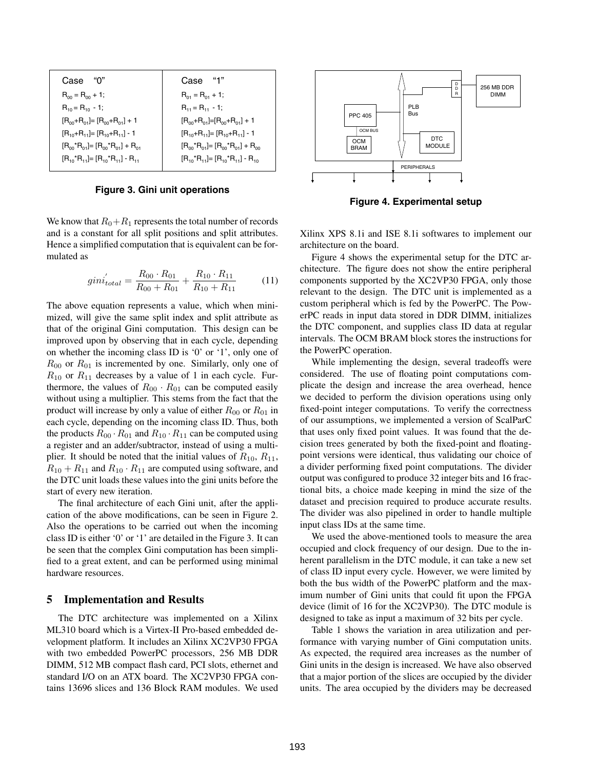| Case "0" | Case "1" |
|---|---|
| $R_{00} = R_{00} + 1;$ | $R_{01} = R_{01} + 1;$ |
| $R_{10} = R_{10} - 1;$ | $R_{11} = R_{11} - 1;$ |
| $[R_{00}+R_{01}] = [R_{00}+R_{01}] + 1$ | $[R_{00}+R_{01}] = [R_{00}+R_{01}] + 1$ |
| $[R_{10}+R_{11}] = [R_{10}+R_{11}] - 1$ | $[R_{10}+R_{11}] = [R_{10}+R_{11}] - 1$ |
| $[R_{00}*R_{01}] = [R_{00}*R_{01}] + R_{01}$ | $[R_{00}*R_{01}] = [R_{00}*R_{01}] + R_{00}$ |
| $[R_{10}*R_{11}] = [R_{10}*R_{11}] - R_{11}$ | $[R_{10}*R_{11}] = [R_{10}*R_{11}] - R_{10}$ |

**Figure 3. Gini unit operations**

We know that $R_0+R_1$ represents the total number of records and is a constant for all split positions and split attributes. Hence a simplified computation that is equivalent can be formulated as

$$gini_{total}^{'} = \frac{R_{00} \cdot R_{01}}{R_{00} + R_{01}} + \frac{R_{10} \cdot R_{11}}{R_{10} + R_{11}} \qquad (11)$$

The above equation represents a value, which when minimized, will give the same split index and split attribute as that of the original Gini computation. This design can be improved upon by observing that in each cycle, depending on whether the incoming class ID is '0' or '1', only one of $R_{00}$ or $R_{01}$ is incremented by one. Similarly, only one of $R_{10}$ or $R_{11}$ decreases by a value of 1 in each cycle. Furthermore, the values of $R_{00} \cdot R_{01}$ can be computed easily without using a multiplier. This stems from the fact that the product will increase by only a value of either $R_{00}$ or $R_{01}$ in each cycle, depending on the incoming class ID. Thus, both the products $R_{00} \cdot R_{01}$ and $R_{10} \cdot R_{11}$ can be computed using a register and an adder/subtractor, instead of using a multiplier. It should be noted that the initial values of $R_{10}$, $R_{11}$, $R_{10} + R_{11}$ and $R_{10} \cdot R_{11}$ are computed using software, and the DTC unit loads these values into the gini units before the start of every new iteration.

The final architecture of each Gini unit, after the application of the above modifications, can be seen in Figure 2. Also the operations to be carried out when the incoming class ID is either '0' or '1' are detailed in the Figure 3. It can be seen that the complex Gini computation has been simplified to a great extent, and can be performed using minimal hardware resources.

## 5 Implementation and Results

The DTC architecture was implemented on a Xilinx ML310 board which is a Virtex-II Pro-based embedded development platform. It includes an Xilinx XC2VP30 FPGA with two embedded PowerPC processors, 256 MB DDR DIMM, 512 MB compact flash card, PCI slots, ethernet and standard I/O on an ATX board. The XC2VP30 FPGA contains 13696 slices and 136 Block RAM modules. We used Xilinx XPS 8.1i and ISE 8.1i softwares to implement our architecture on the board.

**Figure 4. Experimental setup**

Figure 4 shows the experimental setup for the DTC architecture. The figure does not show the entire peripheral components supported by the XC2VP30 FPGA, only those relevant to the design. The DTC unit is implemented as a custom peripheral which is fed by the PowerPC. The PowerPC reads in input data stored in DDR DIMM, initializes the DTC component, and supplies class ID data at regular intervals. The OCM BRAM block stores the instructions for the PowerPC operation.

While implementing the design, several tradeoffs were considered. The use of floating point computations complicate the design and increase the area overhead, hence we decided to perform the division operations using only fixed-point integer computations. To verify the correctness of our assumptions, we implemented a version of ScalParC that uses only fixed point values. It was found that the decision trees generated by both the fixed-point and floating-point versions were identical, thus validating our choice of a divider performing fixed point computations. The divider output was configured to produce 32 integer bits and 16 fractional bits, a choice made keeping in mind the size of the dataset and precision required to produce accurate results. The divider was also pipelined in order to handle multiple input class IDs at the same time.

We used the above-mentioned tools to measure the area occupied and clock frequency of our design. Due to the inherent parallelism in the DTC module, it can take a new set of class ID input every cycle. However, we were limited by both the bus width of the PowerPC platform and the maximum number of Gini units that could fit upon the FPGA device (limit of 16 for the XC2VP30). The DTC module is designed to take as input a maximum of 32 bits per cycle.

Table 1 shows the variation in area utilization and performance with varying number of Gini computation units. As expected, the required area increases as the number of Gini units in the design is increased. We have also observed that a major portion of the slices are occupied by the divider units. The area occupied by the dividers may be decreased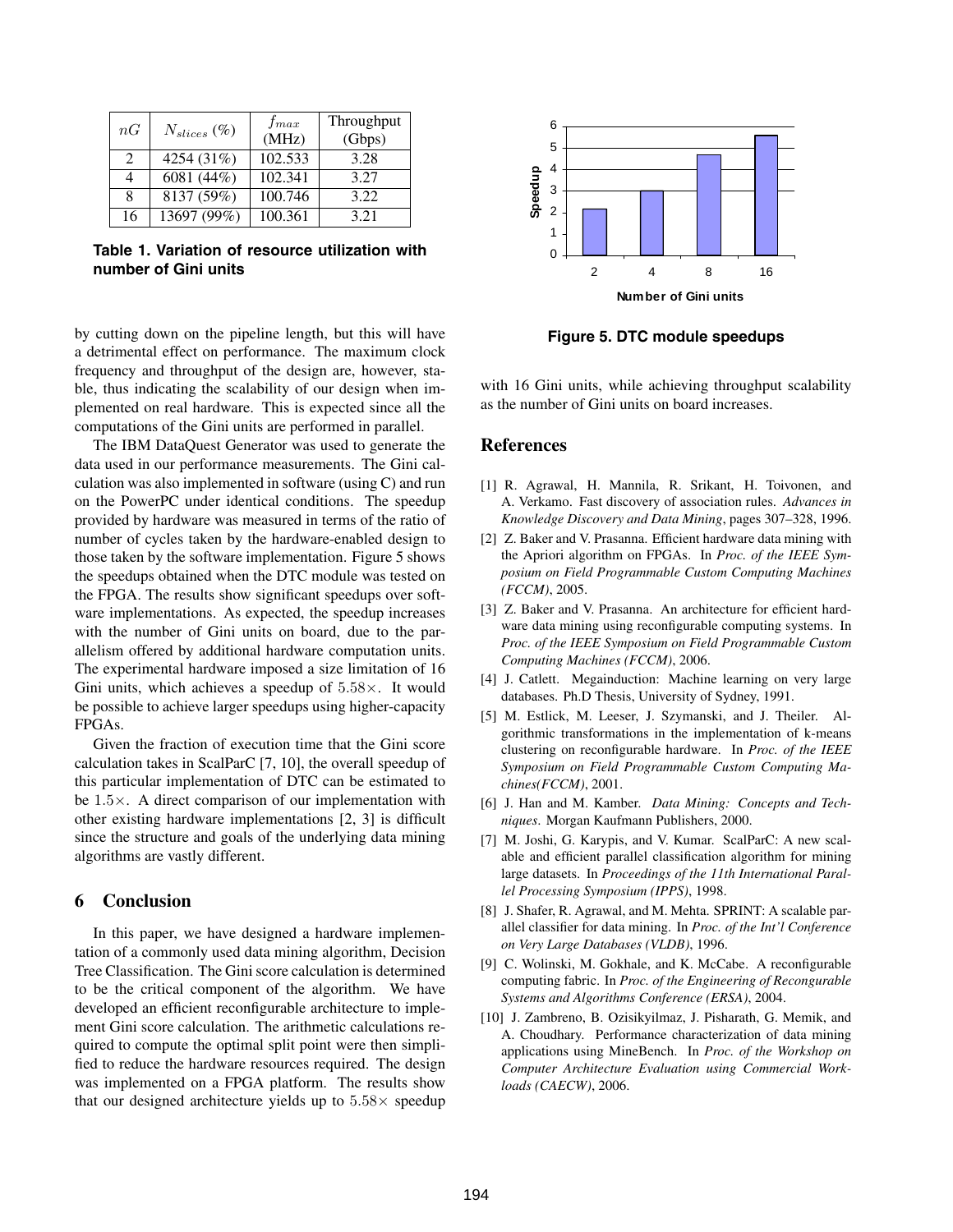| $nG$ | $N_{slices}$ (%) | $f_{max}$ (MHz) | Throughput (Gbps) |
|---|---|---|---|
| 2 | 4254 (31%) | 102.533 | 3.28 |
| 4 | 6081 (44%) | 102.341 | 3.27 |
| 8 | 8137 (59%) | 100.746 | 3.22 |
| 16 | 13697 (99%) | 100.361 | 3.21 |

**Table 1. Variation of resource utilization with number of Gini units**

by cutting down on the pipeline length, but this will have a detrimental effect on performance. The maximum clock frequency and throughput of the design are, however, stable, thus indicating the scalability of our design when implemented on real hardware. This is expected since all the computations of the Gini units are performed in parallel.

The IBM DataQuest Generator was used to generate the data used in our performance measurements. The Gini calculation was also implemented in software (using C) and run on the PowerPC under identical conditions. The speedup provided by hardware was measured in terms of the ratio of number of cycles taken by the hardware-enabled design to those taken by the software implementation. Figure 5 shows the speedups obtained when the DTC module was tested on the FPGA. The results show significant speedups over software implementations. As expected, the speedup increases with the number of Gini units on board, due to the parallelism offered by additional hardware computation units. The experimental hardware imposed a size limitation of 16 Gini units, which achieves a speedup of $5.58\times$. It would be possible to achieve larger speedups using higher-capacity FPGAs.

Given the fraction of execution time that the Gini score calculation takes in ScalParC [7, 10], the overall speedup of this particular implementation of DTC can be estimated to be $1.5\times$. A direct comparison of our implementation with other existing hardware implementations [2, 3] is difficult since the structure and goals of the underlying data mining algorithms are vastly different.

Speedup

0
1
2
3
4
5
6

2
4
8
16

Number of Gini units

**Figure 5. DTC module speedups**

## 6 Conclusion

In this paper, we have designed a hardware implementation of a commonly used data mining algorithm, Decision Tree Classification. The Gini score calculation is determined to be the critical component of the algorithm. We have developed an efficient reconfigurable architecture to implement Gini score calculation. The arithmetic calculations required to compute the optimal split point were then simplified to reduce the hardware resources required. The design was implemented on a FPGA platform. The results show that our designed architecture yields up to $5.58\times$ speedup with 16 Gini units, while achieving throughput scalability as the number of Gini units on board increases.

## References

[1] R. Agrawal, H. Mannila, R. Srikant, H. Toivonen, and A. Verkamo. Fast discovery of association rules. *Advances in Knowledge Discovery and Data Mining*, pages 307–328, 1996.

[2] Z. Baker and V. Prasanna. Efficient hardware data mining with the Apriori algorithm on FPGAs. In *Proc. of the IEEE Symposium on Field Programmable Custom Computing Machines (FCCM)*, 2005.

[3] Z. Baker and V. Prasanna. An architecture for efficient hardware data mining using reconfigurable computing systems. In *Proc. of the IEEE Symposium on Field Programmable Custom Computing Machines (FCCM)*, 2006.

[4] J. Catlett. Megainduction: Machine learning on very large databases. Ph.D Thesis, University of Sydney, 1991.

[5] M. Estlick, M. Leeser, J. Szymanski, and J. Theiler. Algorithmic transformations in the implementation of k-means clustering on reconfigurable hardware. In *Proc. of the IEEE Symposium on Field Programmable Custom Computing Machines(FCCM)*, 2001.

[6] J. Han and M. Kamber. *Data Mining: Concepts and Techniques*. Morgan Kaufmann Publishers, 2000.

[7] M. Joshi, G. Karypis, and V. Kumar. ScalParC: A new scalable and efficient parallel classification algorithm for mining large datasets. In *Proceedings of the 11th International Parallel Processing Symposium (IPPS)*, 1998.

[8] J. Shafer, R. Agrawal, and M. Mehta. SPRINT: A scalable parallel classifier for data mining. In *Proc. of the Int'l Conference on Very Large Databases (VLDB)*, 1996.

[9] C. Wolinski, M. Gokhale, and K. McCabe. A reconfigurable computing fabric. In *Proc. of the Engineering of Recongurable Systems and Algorithms Conference (ERSA)*, 2004.

[10] J. Zambreno, B. Ozisikyilmaz, J. Pisharath, G. Memik, and A. Choudhary. Performance characterization of data mining applications using MineBench. In *Proc. of the Workshop on Computer Architecture Evaluation using Commercial Workloads (CAECW)*, 2006.